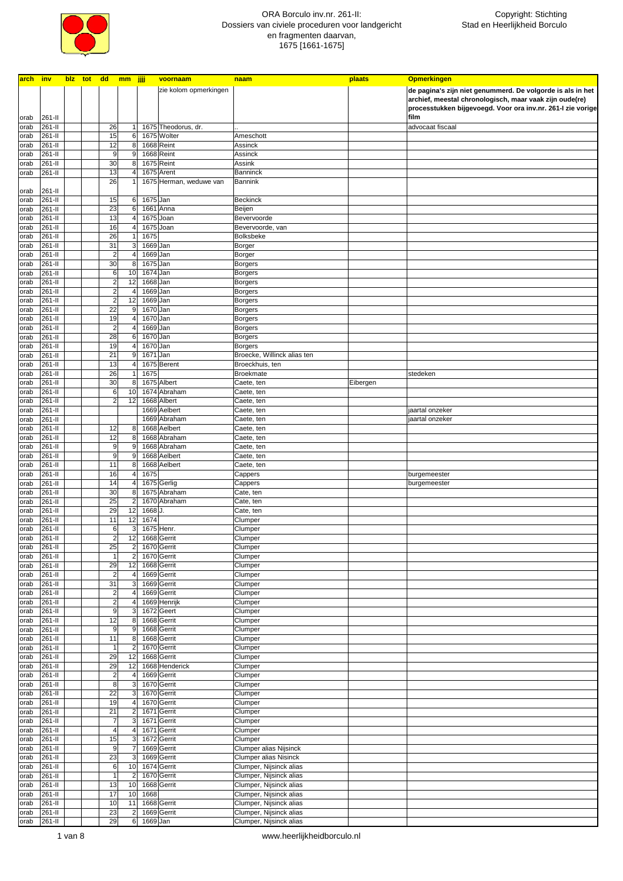# ORA Borculo inv.nr. 261-II: Dossiers van civiele proceduren voor landgericht en fragmenten daarvan, 1675 [1661-1675]

Copyright: Stichting Stad en Heerlijkheid Borculo

| arch | inv | blz | tot | dd | mm | jjjj | voornaam | naam | plaats | Opmerkingen |
|---|---|---|---|---|---|---|---|---|---|---|
| orab | 261-II | | | | | | zie kolom opmerkingen | | | de pagina's zijn niet genummerd. De volgorde is als in het archief, meestal chronologisch, maar vaak zijn oude(re) processtukken bijgevoegd. Voor ora inv.nr. 261-I zie vorige film |
| orab | 261-II | | | 26 | 1 | 1675 | Theodorus, dr. | .. | | advocaat fiscaal |
| orab | 261-II | | | 15 | 6 | 1675 | Wolter | Ameschott | | |
| orab | 261-II | | | 12 | 8 | 1668 | Reint | Assinck | | |
| orab | 261-II | | | 9 | 9 | 1668 | Reint | Assinck | | |
| orab | 261-II | | | 30 | 8 | 1675 | Reint | Assink | | |
| orab | 261-II | | | 13 | 4 | 1675 | Arent | Banninck | | |
| orab | 261-II | | | 26 | 1 | 1675 | Herman, weduwe van | Bannink | | |
| orab | 261-II | | | 15 | 6 | 1675 | Jan | Beckinck | | |
| orab | 261-II | | | 23 | 6 | 1661 | Anna | Beijen | | |
| orab | 261-II | | | 13 | 4 | 1675 | Joan | Bevervoorde | | |
| orab | 261-II | | | 16 | 4 | 1675 | Joan | Bevervoorde, van | | |
| orab | 261-II | | | 26 | 1 | 1675 | | Bolksbeke | | |
| orab | 261-II | | | 31 | 3 | 1669 | Jan | Borger | | |
| orab | 261-II | | | 2 | 4 | 1669 | Jan | Borger | | |
| orab | 261-II | | | 30 | 8 | 1675 | Jan | Borgers | | |
| orab | 261-II | | | 6 | 10 | 1674 | Jan | Borgers | | |
| orab | 261-II | | | 2 | 12 | 1668 | Jan | Borgers | | |
| orab | 261-II | | | 2 | 4 | 1669 | Jan | Borgers | | |
| orab | 261-II | | | 2 | 12 | 1669 | Jan | Borgers | | |
| orab | 261-II | | | 22 | 9 | 1670 | Jan | Borgers | | |
| orab | 261-II | | | 19 | 4 | 1670 | Jan | Borgers | | |
| orab | 261-II | | | 2 | 4 | 1669 | Jan | Borgers | | |
| orab | 261-II | | | 28 | 6 | 1670 | Jan | Borgers | | |
| orab | 261-II | | | 19 | 4 | 1670 | Jan | Borgers | | |
| orab | 261-II | | | 21 | 9 | 1671 | Jan | Broecke, Willinck alias ten | | |
| orab | 261-II | | | 13 | 4 | 1675 | Berent | Broeckhuis, ten | | |
| orab | 261-II | | | 26 | 1 | 1675 | | Broekmate | | stedeken |
| orab | 261-II | | | 30 | 8 | 1675 | Albert | Caete, ten | Eibergen | |
| orab | 261-II | | | 6 | 10 | 1674 | Abraham | Caete, ten | | |
| orab | 261-II | | | 2 | 12 | 1668 | Albert | Caete, ten | | |
| orab | 261-II | | | | | 1669 | Aelbert | Caete, ten | | jaartal onzeker |
| orab | 261-II | | | | | 1669 | Abraham | Caete, ten | | jaartal onzeker |
| orab | 261-II | | | 12 | 8 | 1668 | Aelbert | Caete, ten | | |
| orab | 261-II | | | 12 | 8 | 1668 | Abraham | Caete, ten | | |
| orab | 261-II | | | 9 | 9 | 1668 | Abraham | Caete, ten | | |
| orab | 261-II | | | 9 | 9 | 1668 | Aelbert | Caete, ten | | |
| orab | 261-II | | | 11 | 8 | 1668 | Aelbert | Caete, ten | | |
| orab | 261-II | | | 16 | 4 | 1675 | | Cappers | | burgemeester |
| orab | 261-II | | | 14 | 4 | 1675 | Gerlig | Cappers | | burgemeester |
| orab | 261-II | | | 30 | 8 | 1675 | Abraham | Cate, ten | | |
| orab | 261-II | | | 25 | 2 | 1670 | Abraham | Cate, ten | | |
| orab | 261-II | | | 29 | 12 | 1668 | J. | Cate, ten | | |
| orab | 261-II | | | 11 | 12 | 1674 | | Clumper | | |
| orab | 261-II | | | 6 | 3 | 1675 | Henr. | Clumper | | |
| orab | 261-II | | | 2 | 12 | 1668 | Gerrit | Clumper | | |
| orab | 261-II | | | 25 | 2 | 1670 | Gerrit | Clumper | | |
| orab | 261-II | | | 1 | 2 | 1670 | Gerrit | Clumper | | |
| orab | 261-II | | | 29 | 12 | 1668 | Gerrit | Clumper | | |
| orab | 261-II | | | 2 | 4 | 1669 | Gerrit | Clumper | | |
| orab | 261-II | | | 31 | 3 | 1669 | Gerrit | Clumper | | |
| orab | 261-II | | | 2 | 4 | 1669 | Gerrit | Clumper | | |
| orab | 261-II | | | 2 | 4 | 1669 | Henrijk | Clumper | | |
| orab | 261-II | | | 9 | 3 | 1672 | Geert | Clumper | | |
| orab | 261-II | | | 12 | 8 | 1668 | Gerrit | Clumper | | |
| orab | 261-II | | | 9 | 9 | 1668 | Gerrit | Clumper | | |
| orab | 261-II | | | 11 | 8 | 1668 | Gerrit | Clumper | | |
| orab | 261-II | | | 1 | 2 | 1670 | Gerrit | Clumper | | |
| orab | 261-II | | | 29 | 12 | 1668 | Gerrit | Clumper | | |
| orab | 261-II | | | 29 | 12 | 1668 | Henderick | Clumper | | |
| orab | 261-II | | | 2 | 4 | 1669 | Gerrit | Clumper | | |
| orab | 261-II | | | 8 | 3 | 1670 | Gerrit | Clumper | | |
| orab | 261-II | | | 22 | 3 | 1670 | Gerrit | Clumper | | |
| orab | 261-II | | | 19 | 4 | 1670 | Gerrit | Clumper | | |
| orab | 261-II | | | 21 | 2 | 1671 | Gerrit | Clumper | | |
| orab | 261-II | | | 7 | 3 | 1671 | Gerrit | Clumper | | |
| orab | 261-II | | | 4 | 4 | 1671 | Gerrit | Clumper | | |
| orab | 261-II | | | 15 | 3 | 1672 | Gerrit | Clumper | | |
| orab | 261-II | | | 9 | 7 | 1669 | Gerrit | Clumper alias Nijsinck | | |
| orab | 261-II | | | 23 | 3 | 1669 | Gerrit | Clumper alias Nisinck | | |
| orab | 261-II | | | 6 | 10 | 1674 | Gerrit | Clumper, Nijsinck alias | | |
| orab | 261-II | | | 1 | 2 | 1670 | Gerrit | Clumper, Nijsinck alias | | |
| orab | 261-II | | | 13 | 10 | 1668 | Gerrit | Clumper, Nijsinck alias | | |
| orab | 261-II | | | 17 | 10 | 1668 | | Clumper, Nijsinck alias | | |
| orab | 261-II | | | 10 | 11 | 1668 | Gerrit | Clumper, Nijsinck alias | | |
| orab | 261-II | | | 23 | 2 | 1669 | Gerrit | Clumper, Nijsinck alias | | |
| orab | 261-II | | | 29 | 6 | 1669 | Jan | Clumper, Nijsinck alias | | |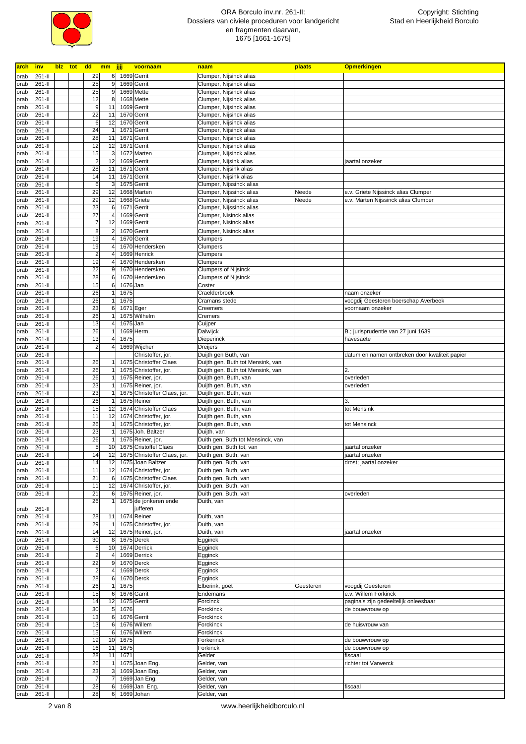# ORA Borculo inv.nr. 261-II: Dossiers van civiele proceduren voor landgericht en fragmenten daarvan, 1675 [1661-1675]

Copyright: Stichting Stad en Heerlijkheid Borculo

| arch | inv | blz | tot | dd | mm | jjjj | voornaam | naam | plaats | Opmerkingen |
|---|---|---|---|---|---|---|---|---|---|---|
| orab | 261-II | | | 29 | 6 | 1669 | Gerrit | Clumper, Nijsinck alias | | |
| orab | 261-II | | | 25 | 9 | 1669 | Gerrit | Clumper, Nijsinck alias | | |
| orab | 261-II | | | 25 | 9 | 1669 | Mette | Clumper, Nijsinck alias | | |
| orab | 261-II | | | 12 | 8 | 1668 | Mette | Clumper, Nijsinck alias | | |
| orab | 261-II | | | 9 | 11 | 1669 | Gerrit | Clumper, Nijsinck alias | | |
| orab | 261-II | | | 22 | 11 | 1670 | Gerrit | Clumper, Nijsinck alias | | |
| orab | 261-II | | | 6 | 12 | 1670 | Gerrit | Clumper, Nijsinck alias | | |
| orab | 261-II | | | 24 | 1 | 1671 | Gerrit | Clumper, Nijsinck alias | | |
| orab | 261-II | | | 28 | 11 | 1671 | Gerrit | Clumper, Nijsinck alias | | |
| orab | 261-II | | | 12 | 12 | 1671 | Gerrit | Clumper, Nijsinck alias | | |
| orab | 261-II | | | 15 | 3 | 1672 | Marten | Clumper, Nijsinck alias | | |
| orab | 261-II | | | 2 | 12 | 1669 | Gerrit | Clumper, Nijsink alias | | jaartal onzeker |
| orab | 261-II | | | 28 | 11 | 1671 | Gerrit | Clumper, Nijsink alias | | |
| orab | 261-II | | | 14 | 11 | 1671 | Gerrit | Clumper, Nijsink alias | | |
| orab | 261-II | | | 6 | 3 | 1675 | Gerrit | Clumper, Nijssinck alias | | |
| orab | 261-II | | | 29 | 12 | 1668 | Marten | Clumper, Nijssinck alias | Neede | e.v. Griete Nijssinck alias Clumper |
| orab | 261-II | | | 29 | 12 | 1668 | Griete | Clumper, Nijssinck alias | Neede | e.v. Marten Nijssinck alias Clumper |
| orab | 261-II | | | 23 | 6 | 1671 | Gerrit | Clumper, Nijssinck alias | | |
| orab | 261-II | | | 27 | 4 | 1669 | Gerrit | Clumper, Nisinck alias | | |
| orab | 261-II | | | 7 | 12 | 1669 | Gerrit | Clumper, Nisinck alias | | |
| orab | 261-II | | | 8 | 2 | 1670 | Gerrit | Clumper, Nisinck alias | | |
| orab | 261-II | | | 19 | 4 | 1670 | Gerrit | Clumpers | | |
| orab | 261-II | | | 19 | 4 | 1670 | Hendersken | Clumpers | | |
| orab | 261-II | | | 2 | 4 | 1669 | Henrick | Clumpers | | |
| orab | 261-II | | | 19 | 4 | 1670 | Hendersken | Clumpers | | |
| orab | 261-II | | | 22 | 9 | 1670 | Hendersken | Clumpers of Nijsinck | | |
| orab | 261-II | | | 28 | 6 | 1670 | Hendersken | Clumpers of Nijsinck | | |
| orab | 261-II | | | 15 | 6 | 1676 | Jan | Coster | | |
| orab | 261-II | | | 26 | 1 | 1675 | | Craelderbroek | | naam onzeker |
| orab | 261-II | | | 26 | 1 | 1675 | | Cramans stede | | voogdij Geesteren boerschap Averbeek |
| orab | 261-II | | | 23 | 6 | 1671 | Eger | Creemers | | voornaam onzeker |
| orab | 261-II | | | 26 | 1 | 1675 | Wilhelm | Cremers | | |
| orab | 261-II | | | 13 | 4 | 1675 | Jan | Cuijper | | |
| orab | 261-II | | | 26 | 1 | 1669 | Herm. | Dalwijck | | B.; jurisprudentie van 27 juni 1639 |
| orab | 261-II | | | 13 | 4 | 1675 | | Dieperinck | | havesaete |
| orab | 261-II | | | 2 | 4 | 1669 | Wijcher | Dreijers | | |
| orab | 261-II | | | | | | Christoffer, jor. | Duijth gen Buth, van | | datum en namen ontbreken door kwaliteit papier |
| orab | 261-II | | | 26 | 1 | 1675 | Christoffer Claes | Duijth gen. Buth tot Mensink, van | | |
| orab | 261-II | | | 26 | 1 | 1675 | Christoffer, jor. | Duijth gen. Buth tot Mensink, van | | 2. |
| orab | 261-II | | | 26 | 1 | 1675 | Reiner, jor. | Duijth gen. Buth, van | | overleden |
| orab | 261-II | | | 23 | 1 | 1675 | Reiner, jor. | Duijth gen. Buth, van | | overleden |
| orab | 261-II | | | 23 | 1 | 1675 | Christoffer Claes, jor. | Duijth gen. Buth, van | | |
| orab | 261-II | | | 26 | 1 | 1675 | Reiner | Duijth gen. Buth, van | | 3. |
| orab | 261-II | | | 15 | 12 | 1674 | Christoffer Claes | Duijth gen. Buth, van | | tot Mensink |
| orab | 261-II | | | 11 | 12 | 1674 | Christoffer, jor. | Duijth gen. Buth, van | | |
| orab | 261-II | | | 26 | 1 | 1675 | Christoffer, jor. | Duijth gen. Buth, van | | tot Mensinck |
| orab | 261-II | | | 23 | 1 | 1675 | Joh. Baltzer | Duijth, van | | |
| orab | 261-II | | | 26 | 1 | 1675 | Reiner, jor. | Duith gen. Buth tot Mensinck, van | | |
| orab | 261-II | | | 5 | 10 | 1675 | Cristoffel Claes | Duith gen. Buth tot, van | | jaartal onzeker |
| orab | 261-II | | | 14 | 12 | 1675 | Christoffer Claes, jor. | Duith gen. Buth, van | | jaartal onzeker |
| orab | 261-II | | | 14 | 12 | 1675 | Joan Baltzer | Duith gen. Buth, van | | drost; jaartal onzeker |
| orab | 261-II | | | 11 | 12 | 1674 | Christoffer, jor. | Duith gen. Buth, van | | |
| orab | 261-II | | | 21 | 6 | 1675 | Christoffer Claes | Duith gen. Buth, van | | |
| orab | 261-II | | | 11 | 12 | 1674 | Christoffer, jor. | Duith gen. Buth, van | | |
| orab | 261-II | | | 21 | 6 | 1675 | Reiner, jor. | Duith gen. Buth, van | | overleden |
| orab | 261-II | | | 26 | 1 | 1675 | de jonkeren ende jufferen | Duith, van | | |
| orab | 261-II | | | 28 | 11 | 1674 | Reiner | Duith, van | | |
| orab | 261-II | | | 29 | 1 | 1675 | Christoffer, jor. | Duith, van | | |
| orab | 261-II | | | 14 | 12 | 1675 | Reiner, jor. | Duith, van | | jaartal onzeker |
| orab | 261-II | | | 30 | 8 | 1675 | Derck | Egginck | | |
| orab | 261-II | | | 6 | 10 | 1674 | Derrick | Egginck | | |
| orab | 261-II | | | 2 | 4 | 1669 | Derrick | Egginck | | |
| orab | 261-II | | | 22 | 9 | 1670 | Derck | Egginck | | |
| orab | 261-II | | | 2 | 4 | 1669 | Derck | Egginck | | |
| orab | 261-II | | | 28 | 6 | 1670 | Derck | Egginck | | |
| orab | 261-II | | | 26 | 1 | 1675 | | Elberink, goet | Geesteren | voogdij Geesteren |
| orab | 261-II | | | 15 | 6 | 1676 | Garrit | Endemans | | e.v. Willem Forkinck |
| orab | 261-II | | | 14 | 12 | 1675 | Gerrit | Forcinck | | pagina's zijn gedeeltelijk onleesbaar |
| orab | 261-II | | | 30 | 5 | 1676 | | Forckinck | | de bouwvrouw op |
| orab | 261-II | | | 13 | 6 | 1676 | Gerrit | Forckinck | | |
| orab | 261-II | | | 13 | 6 | 1676 | Willem | Forckinck | | de huisvrouw van |
| orab | 261-II | | | 15 | 6 | 1676 | Willem | Forckinck | | |
| orab | 261-II | | | 19 | 10 | 1675 | | Forkerinck | | de bouwvrouw op |
| orab | 261-II | | | 16 | 11 | 1675 | | Forkinck | | de bouwvrouw op |
| orab | 261-II | | | 28 | 11 | 1671 | | Gelder | | fiscaal |
| orab | 261-II | | | 26 | 1 | 1675 | Joan Eng. | Gelder, van | | richter tot Varwerck |
| orab | 261-II | | | 23 | 3 | 1669 | Joan Eng. | Gelder, van | | |
| orab | 261-II | | | 7 | 7 | 1669 | Jan Eng. | Gelder, van | | |
| orab | 261-II | | | 28 | 6 | 1669 | Jan Eng. | Gelder, van | | fiscaal |
| orab | 261-II | | | 28 | 6 | 1669 | Johan | Gelder, van | | |

www.heerlijkheidborculo.nl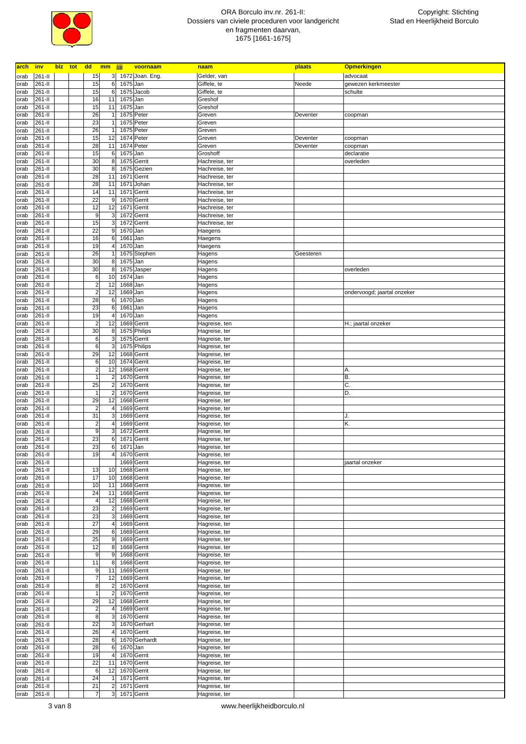| arch | inv | blz | tot | dd | mm | jjjj | voornaam | naam | plaats | Opmerkingen |
|---|---|---|---|---|---|---|---|---|---|---|
| orab | 261-II | | | 15 | 3 | 1672 | Joan. Eng. | Gelder, van | | advocaat |
| orab | 261-II | | | 15 | 6 | 1675 | Jan | Giffele, te | Neede | gewezen kerkmeester |
| orab | 261-II | | | 15 | 6 | 1675 | Jacob | Giffele, te | | schulte |
| orab | 261-II | | | 16 | 11 | 1675 | Jan | Greshof | | |
| orab | 261-II | | | 15 | 11 | 1675 | Jan | Greshof | | |
| orab | 261-II | | | 26 | 1 | 1675 | Peter | Greven | Deventer | coopman |
| orab | 261-II | | | 23 | 1 | 1675 | Peter | Greven | | |
| orab | 261-II | | | 26 | 1 | 1675 | Peter | Greven | | |
| orab | 261-II | | | 15 | 12 | 1674 | Peter | Greven | Deventer | coopman |
| orab | 261-II | | | 28 | 11 | 1674 | Peter | Greven | Deventer | coopman |
| orab | 261-II | | | 15 | 6 | 1675 | Jan | Groshoff | | declaratie |
| orab | 261-II | | | 30 | 8 | 1675 | Gerrit | Hachreise, ter | | overleden |
| orab | 261-II | | | 30 | 8 | 1675 | Gezien | Hachreise, ter | | |
| orab | 261-II | | | 28 | 11 | 1671 | Gerrit | Hachreise, ter | | |
| orab | 261-II | | | 28 | 11 | 1671 | Johan | Hachreise, ter | | |
| orab | 261-II | | | 14 | 11 | 1671 | Gerrit | Hachreise, ter | | |
| orab | 261-II | | | 22 | 9 | 1670 | Gerrit | Hachreise, ter | | |
| orab | 261-II | | | 12 | 12 | 1671 | Gerrit | Hachreise, ter | | |
| orab | 261-II | | | 9 | 3 | 1672 | Gerrit | Hachreise, ter | | |
| orab | 261-II | | | 15 | 3 | 1672 | Gerrit | Hachreise, ter | | |
| orab | 261-II | | | 22 | 9 | 1670 | Jan | Haegens | | |
| orab | 261-II | | | 16 | 6 | 1661 | Jan | Haegens | | |
| orab | 261-II | | | 19 | 4 | 1670 | Jan | Haegens | | |
| orab | 261-II | | | 26 | 1 | 1675 | Stephen | Hagens | Geesteren | |
| orab | 261-II | | | 30 | 8 | 1675 | Jan | Hagens | | |
| orab | 261-II | | | 30 | 8 | 1675 | Jasper | Hagens | | overleden |
| orab | 261-II | | | 6 | 10 | 1674 | Jan | Hagens | | |
| orab | 261-II | | | 2 | 12 | 1668 | Jan | Hagens | | |
| orab | 261-II | | | 2 | 12 | 1669 | Jan | Hagens | | ondervoogd; jaartal onzeker |
| orab | 261-II | | | 28 | 6 | 1670 | Jan | Hagens | | |
| orab | 261-II | | | 23 | 6 | 1661 | Jan | Hagens | | |
| orab | 261-II | | | 19 | 4 | 1670 | Jan | Hagens | | |
| orab | 261-II | | | 2 | 12 | 1669 | Gerrit | Hagreise, ten | | H.; jaartal onzeker |
| orab | 261-II | | | 30 | 8 | 1675 | Philips | Hagreise, ter | | |
| orab | 261-II | | | 6 | 3 | 1675 | Gerrit | Hagreise, ter | | |
| orab | 261-II | | | 6 | 3 | 1675 | Philips | Hagreise, ter | | |
| orab | 261-II | | | 29 | 12 | 1668 | Gerrit | Hagreise, ter | | |
| orab | 261-II | | | 6 | 10 | 1674 | Gerrit | Hagreise, ter | | |
| orab | 261-II | | | 2 | 12 | 1668 | Gerrit | Hagreise, ter | | A. |
| orab | 261-II | | | 1 | 2 | 1670 | Gerrit | Hagreise, ter | | B. |
| orab | 261-II | | | 25 | 2 | 1670 | Gerrit | Hagreise, ter | | C. |
| orab | 261-II | | | 1 | 2 | 1670 | Gerrit | Hagreise, ter | | D. |
| orab | 261-II | | | 29 | 12 | 1668 | Gerrit | Hagreise, ter | | |
| orab | 261-II | | | 2 | 4 | 1669 | Gerrit | Hagreise, ter | | |
| orab | 261-II | | | 31 | 3 | 1669 | Gerrit | Hagreise, ter | | J. |
| orab | 261-II | | | 2 | 4 | 1669 | Gerrit | Hagreise, ter | | K. |
| orab | 261-II | | | 9 | 3 | 1672 | Gerrit | Hagreise, ter | | |
| orab | 261-II | | | 23 | 6 | 1671 | Gerrit | Hagreise, ter | | |
| orab | 261-II | | | 23 | 6 | 1671 | Jan | Hagreise, ter | | |
| orab | 261-II | | | 19 | 4 | 1670 | Gerrit | Hagreise, ter | | |
| orab | 261-II | | | | | 1669 | Gerrit | Hagreise, ter | | jaartal onzeker |
| orab | 261-II | | | 13 | 10 | 1668 | Gerrit | Hagreise, ter | | |
| orab | 261-II | | | 17 | 10 | 1668 | Gerrit | Hagreise, ter | | |
| orab | 261-II | | | 10 | 11 | 1668 | Gerrit | Hagreise, ter | | |
| orab | 261-II | | | 24 | 11 | 1668 | Gerrit | Hagreise, ter | | |
| orab | 261-II | | | 4 | 12 | 1668 | Gerrit | Hagreise, ter | | |
| orab | 261-II | | | 23 | 2 | 1669 | Gerrit | Hagreise, ter | | |
| orab | 261-II | | | 23 | 3 | 1669 | Gerrit | Hagreise, ter | | |
| orab | 261-II | | | 27 | 4 | 1669 | Gerrit | Hagreise, ter | | |
| orab | 261-II | | | 29 | 6 | 1669 | Gerrit | Hagreise, ter | | |
| orab | 261-II | | | 25 | 9 | 1669 | Gerrit | Hagreise, ter | | |
| orab | 261-II | | | 12 | 8 | 1668 | Gerrit | Hagreise, ter | | |
| orab | 261-II | | | 9 | 9 | 1668 | Gerrit | Hagreise, ter | | |
| orab | 261-II | | | 11 | 8 | 1668 | Gerrit | Hagreise, ter | | |
| orab | 261-II | | | 9 | 11 | 1669 | Gerrit | Hagreise, ter | | |
| orab | 261-II | | | 7 | 12 | 1669 | Gerrit | Hagreise, ter | | |
| orab | 261-II | | | 8 | 2 | 1670 | Gerrit | Hagreise, ter | | |
| orab | 261-II | | | 1 | 2 | 1670 | Gerrit | Hagreise, ter | | |
| orab | 261-II | | | 29 | 12 | 1668 | Gerrit | Hagreise, ter | | |
| orab | 261-II | | | 2 | 4 | 1669 | Gerrit | Hagreise, ter | | |
| orab | 261-II | | | 8 | 3 | 1670 | Gerrit | Hagreise, ter | | |
| orab | 261-II | | | 22 | 3 | 1670 | Gerhart | Hagreise, ter | | |
| orab | 261-II | | | 26 | 4 | 1670 | Gerrit | Hagreise, ter | | |
| orab | 261-II | | | 28 | 6 | 1670 | Gerhardt | Hagreise, ter | | |
| orab | 261-II | | | 28 | 6 | 1670 | Jan | Hagreise, ter | | |
| orab | 261-II | | | 19 | 4 | 1670 | Gerrit | Hagreise, ter | | |
| orab | 261-II | | | 22 | 11 | 1670 | Gerrit | Hagreise, ter | | |
| orab | 261-II | | | 6 | 12 | 1670 | Gerrit | Hagreise, ter | | |
| orab | 261-II | | | 24 | 1 | 1671 | Gerrit | Hagreise, ter | | |
| orab | 261-II | | | 21 | 2 | 1671 | Gerrit | Hagreise, ter | | |
| orab | 261-II | | | 7 | 3 | 1671 | Gerrit | Hagreise, ter | | |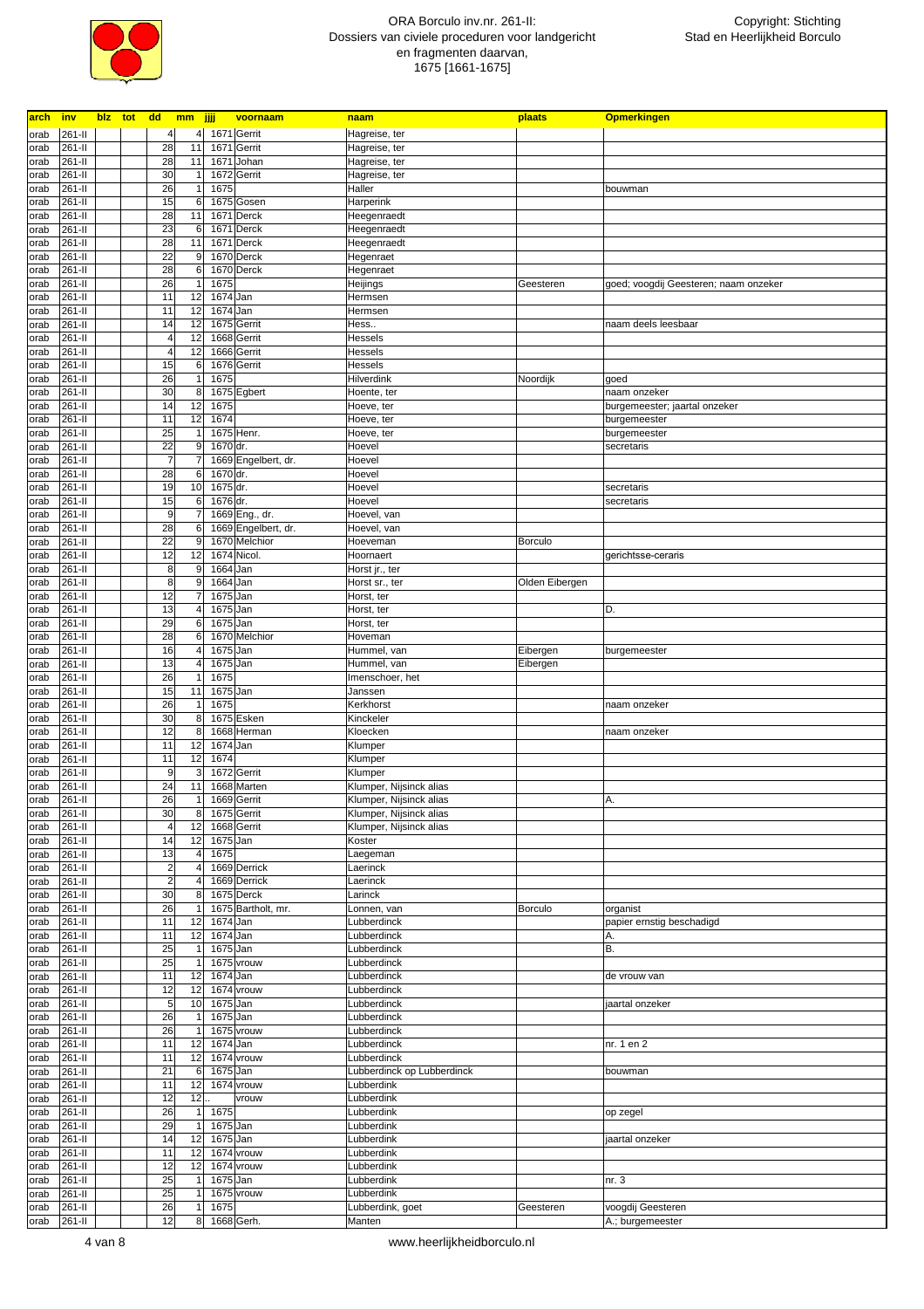# ORA Borculo inv.nr. 261-II: Dossiers van civiele proceduren voor landgericht en fragmenten daarvan, 1675 [1661-1675]

Copyright: Stichting Stad en Heerlijkheid Borculo

| arch | inv | blz | tot | dd | mm | jjjj | voornaam | naam | plaats | Opmerkingen |
|---|---|---|---|---|---|---|---|---|---|---|
| orab | 261-II | | | 4 | 4 | 1671 | Gerrit | Hagreise, ter | | |
| orab | 261-II | | | 28 | 11 | 1671 | Gerrit | Hagreise, ter | | |
| orab | 261-II | | | 28 | 11 | 1671 | Johan | Hagreise, ter | | |
| orab | 261-II | | | 30 | 1 | 1672 | Gerrit | Hagreise, ter | | |
| orab | 261-II | | | 26 | 1 | 1675 | | Haller | | bouwman |
| orab | 261-II | | | 15 | 6 | 1675 | Gosen | Harperink | | |
| orab | 261-II | | | 28 | 11 | 1671 | Derck | Heegenraedt | | |
| orab | 261-II | | | 23 | 6 | 1671 | Derck | Heegenraedt | | |
| orab | 261-II | | | 28 | 11 | 1671 | Derck | Heegenraedt | | |
| orab | 261-II | | | 22 | 9 | 1670 | Derck | Hegenraet | | |
| orab | 261-II | | | 28 | 6 | 1670 | Derck | Hegenraet | | |
| orab | 261-II | | | 26 | 1 | 1675 | | Heijings | Geesteren | goed; voogdij Geesteren; naam onzeker |
| orab | 261-II | | | 11 | 12 | 1674 | Jan | Hermsen | | |
| orab | 261-II | | | 11 | 12 | 1674 | Jan | Hermsen | | |
| orab | 261-II | | | 14 | 12 | 1675 | Gerrit | Hess.. | | naam deels leesbaar |
| orab | 261-II | | | 4 | 12 | 1668 | Gerrit | Hessels | | |
| orab | 261-II | | | 4 | 12 | 1666 | Gerrit | Hessels | | |
| orab | 261-II | | | 15 | 6 | 1676 | Gerrit | Hessels | | |
| orab | 261-II | | | 26 | 1 | 1675 | | Hilverdink | Noordijk | goed |
| orab | 261-II | | | 30 | 8 | 1675 | Egbert | Hoente, ter | | naam onzeker |
| orab | 261-II | | | 14 | 12 | 1675 | | Hoeve, ter | | burgemeester; jaartal onzeker |
| orab | 261-II | | | 11 | 12 | 1674 | | Hoeve, ter | | burgemeester |
| orab | 261-II | | | 25 | 1 | 1675 | Henr. | Hoeve, ter | | burgemeester |
| orab | 261-II | | | 22 | 9 | 1670 | dr. | Hoevel | | secretaris |
| orab | 261-II | | | 7 | 7 | 1669 | Engelbert, dr. | Hoevel | | |
| orab | 261-II | | | 28 | 6 | 1670 | dr. | Hoevel | | |
| orab | 261-II | | | 19 | 10 | 1675 | dr. | Hoevel | | secretaris |
| orab | 261-II | | | 15 | 6 | 1676 | dr. | Hoevel | | secretaris |
| orab | 261-II | | | 9 | 7 | 1669 | Eng., dr. | Hoevel, van | | |
| orab | 261-II | | | 28 | 6 | 1669 | Engelbert, dr. | Hoevel, van | | |
| orab | 261-II | | | 22 | 9 | 1670 | Melchior | Hoeveman | Borculo | |
| orab | 261-II | | | 12 | 12 | 1674 | Nicol. | Hoornaert | | gerichtsse-ceraris |
| orab | 261-II | | | 8 | 9 | 1664 | Jan | Horst jr., ter | | |
| orab | 261-II | | | 8 | 9 | 1664 | Jan | Horst sr., ter | Olden Eibergen | |
| orab | 261-II | | | 12 | 7 | 1675 | Jan | Horst, ter | | |
| orab | 261-II | | | 13 | 4 | 1675 | Jan | Horst, ter | | D. |
| orab | 261-II | | | 29 | 6 | 1675 | Jan | Horst, ter | | |
| orab | 261-II | | | 28 | 6 | 1670 | Melchior | Hoveman | | |
| orab | 261-II | | | 16 | 4 | 1675 | Jan | Hummel, van | Eibergen | burgemeester |
| orab | 261-II | | | 13 | 4 | 1675 | Jan | Hummel, van | Eibergen | |
| orab | 261-II | | | 26 | 1 | 1675 | | Imenschoer, het | | |
| orab | 261-II | | | 15 | 11 | 1675 | Jan | Janssen | | |
| orab | 261-II | | | 26 | 1 | 1675 | | Kerkhorst | | naam onzeker |
| orab | 261-II | | | 30 | 8 | 1675 | Esken | Kinckeler | | |
| orab | 261-II | | | 12 | 8 | 1668 | Herman | Kloecken | | naam onzeker |
| orab | 261-II | | | 11 | 12 | 1674 | Jan | Klumper | | |
| orab | 261-II | | | 11 | 12 | 1674 | | Klumper | | |
| orab | 261-II | | | 9 | 3 | 1672 | Gerrit | Klumper | | |
| orab | 261-II | | | 24 | 11 | 1668 | Marten | Klumper, Nijsinck alias | | |
| orab | 261-II | | | 26 | 1 | 1669 | Gerrit | Klumper, Nijsinck alias | | A. |
| orab | 261-II | | | 30 | 8 | 1675 | Gerrit | Klumper, Nijsinck alias | | |
| orab | 261-II | | | 4 | 12 | 1668 | Gerrit | Klumper, Nijsinck alias | | |
| orab | 261-II | | | 14 | 12 | 1675 | Jan | Koster | | |
| orab | 261-II | | | 13 | 4 | 1675 | | Laegeman | | |
| orab | 261-II | | | 2 | 4 | 1669 | Derrick | Laerinck | | |
| orab | 261-II | | | 2 | 4 | 1669 | Derrick | Laerinck | | |
| orab | 261-II | | | 30 | 8 | 1675 | Derck | Larinck | | |
| orab | 261-II | | | 26 | 1 | 1675 | Bartholt, mr. | Lonnen, van | Borculo | organist |
| orab | 261-II | | | 11 | 12 | 1674 | Jan | Lubberdinck | | papier ernstig beschadigd |
| orab | 261-II | | | 11 | 12 | 1674 | Jan | Lubberdinck | | A. |
| orab | 261-II | | | 25 | 1 | 1675 | Jan | Lubberdinck | | B. |
| orab | 261-II | | | 25 | 1 | 1675 | vrouw | Lubberdinck | | |
| orab | 261-II | | | 11 | 12 | 1674 | Jan | Lubberdinck | | de vrouw van |
| orab | 261-II | | | 12 | 12 | 1674 | vrouw | Lubberdinck | | |
| orab | 261-II | | | 5 | 10 | 1675 | Jan | Lubberdinck | | jaartal onzeker |
| orab | 261-II | | | 26 | 1 | 1675 | Jan | Lubberdinck | | |
| orab | 261-II | | | 26 | 1 | 1675 | vrouw | Lubberdinck | | |
| orab | 261-II | | | 11 | 12 | 1674 | Jan | Lubberdinck | | nr. 1 en 2 |
| orab | 261-II | | | 11 | 12 | 1674 | vrouw | Lubberdinck | | |
| orab | 261-II | | | 21 | 6 | 1675 | Jan | Lubberdinck op Lubberdinck | | bouwman |
| orab | 261-II | | | 11 | 12 | 1674 | vrouw | Lubberdink | | |
| orab | 261-II | | | 12 | 12 | .. | vrouw | Lubberdink | | |
| orab | 261-II | | | 26 | 1 | 1675 | | Lubberdink | | op zegel |
| orab | 261-II | | | 29 | 1 | 1675 | Jan | Lubberdink | | |
| orab | 261-II | | | 14 | 12 | 1675 | Jan | Lubberdink | | jaartal onzeker |
| orab | 261-II | | | 11 | 12 | 1674 | vrouw | Lubberdink | | |
| orab | 261-II | | | 12 | 12 | 1674 | vrouw | Lubberdink | | |
| orab | 261-II | | | 25 | 1 | 1675 | Jan | Lubberdink | | nr. 3 |
| orab | 261-II | | | 25 | 1 | 1675 | vrouw | Lubberdink | | |
| orab | 261-II | | | 26 | 1 | 1675 | | Lubberdink, goet | Geesteren | voogdij Geesteren |
| orab | 261-II | | | 12 | 8 | 1668 | Gerh. | Manten | | A.; burgemeester |

www.heerlijkheidborculo.nl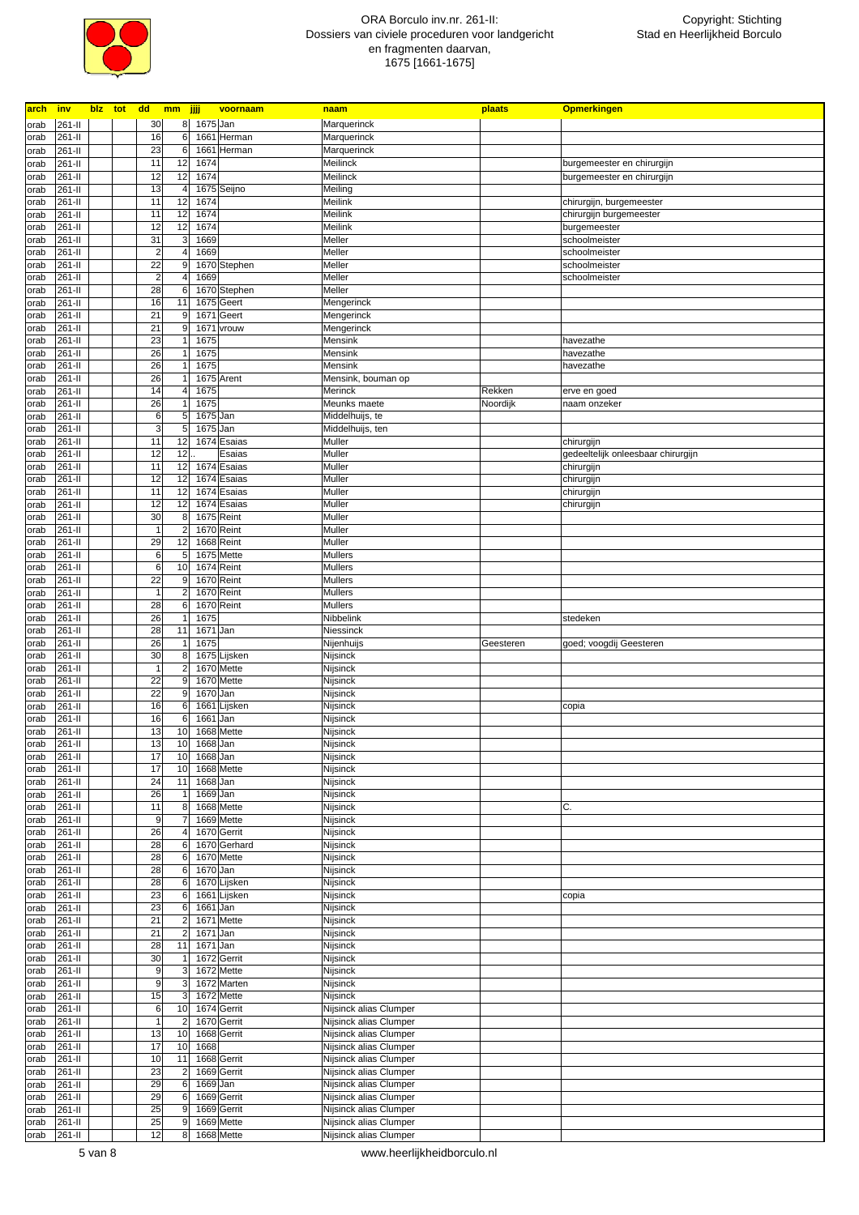| arch | inv | blz | tot | dd | mm | jjjj | voornaam | naam | plaats | Opmerkingen |
|---|---|---|---|---|---|---|---|---|---|---|
| orab | 261-II | | | 30 | 8 | 1675 | Jan | Marquerinck | | |
| orab | 261-II | | | 16 | 6 | 1661 | Herman | Marquerinck | | |
| orab | 261-II | | | 23 | 6 | 1661 | Herman | Marquerinck | | |
| orab | 261-II | | | 11 | 12 | 1674 | | Meilinck | | burgemeester en chirurgijn |
| orab | 261-II | | | 12 | 12 | 1674 | | Meilinck | | burgemeester en chirurgijn |
| orab | 261-II | | | 13 | 4 | 1675 | Seijno | Meiling | | |
| orab | 261-II | | | 11 | 12 | 1674 | | Meilink | | chirurgijn, burgemeester |
| orab | 261-II | | | 11 | 12 | 1674 | | Meilink | | chirurgijn burgemeester |
| orab | 261-II | | | 12 | 12 | 1674 | | Meilink | | burgemeester |
| orab | 261-II | | | 31 | 3 | 1669 | | Meller | | schoolmeister |
| orab | 261-II | | | 2 | 4 | 1669 | | Meller | | schoolmeister |
| orab | 261-II | | | 22 | 9 | 1670 | Stephen | Meller | | schoolmeister |
| orab | 261-II | | | 2 | 4 | 1669 | | Meller | | schoolmeister |
| orab | 261-II | | | 28 | 6 | 1670 | Stephen | Meller | | |
| orab | 261-II | | | 16 | 11 | 1675 | Geert | Mengerinck | | |
| orab | 261-II | | | 21 | 9 | 1671 | Geert | Mengerinck | | |
| orab | 261-II | | | 21 | 9 | 1671 | vrouw | Mengerinck | | |
| orab | 261-II | | | 23 | 1 | 1675 | | Mensink | | havezathe |
| orab | 261-II | | | 26 | 1 | 1675 | | Mensink | | havezathe |
| orab | 261-II | | | 26 | 1 | 1675 | | Mensink | | havezathe |
| orab | 261-II | | | 26 | 1 | 1675 | Arent | Mensink, bouman op | | |
| orab | 261-II | | | 14 | 4 | 1675 | | Merinck | Rekken | erve en goed |
| orab | 261-II | | | 26 | 1 | 1675 | | Meunks maete | Noordijk | naam onzeker |
| orab | 261-II | | | 6 | 5 | 1675 | Jan | Middelhuijs, te | | |
| orab | 261-II | | | 3 | 5 | 1675 | Jan | Middelhuijs, ten | | |
| orab | 261-II | | | 11 | 12 | 1674 | Esaias | Muller | | chirurgijn |
| orab | 261-II | | | 12 | 12 | .. | Esaias | Muller | | gedeeltelijk onleesbaar chirurgijn |
| orab | 261-II | | | 11 | 12 | 1674 | Esaias | Muller | | chirurgijn |
| orab | 261-II | | | 12 | 12 | 1674 | Esaias | Muller | | chirurgijn |
| orab | 261-II | | | 11 | 12 | 1674 | Esaias | Muller | | chirurgijn |
| orab | 261-II | | | 12 | 12 | 1674 | Esaias | Muller | | chirurgijn |
| orab | 261-II | | | 30 | 8 | 1675 | Reint | Muller | | |
| orab | 261-II | | | 1 | 2 | 1670 | Reint | Muller | | |
| orab | 261-II | | | 29 | 12 | 1668 | Reint | Muller | | |
| orab | 261-II | | | 6 | 5 | 1675 | Mette | Mullers | | |
| orab | 261-II | | | 6 | 10 | 1674 | Reint | Mullers | | |
| orab | 261-II | | | 22 | 9 | 1670 | Reint | Mullers | | |
| orab | 261-II | | | 1 | 2 | 1670 | Reint | Mullers | | |
| orab | 261-II | | | 28 | 6 | 1670 | Reint | Mullers | | |
| orab | 261-II | | | 26 | 1 | 1675 | | Nibbelink | | stedeken |
| orab | 261-II | | | 28 | 11 | 1671 | Jan | Niessinck | | |
| orab | 261-II | | | 26 | 1 | 1675 | | Nijenhuijs | Geesteren | goed; voogdij Geesteren |
| orab | 261-II | | | 30 | 8 | 1675 | Lijsken | Nijsinck | | |
| orab | 261-II | | | 1 | 2 | 1670 | Mette | Nijsinck | | |
| orab | 261-II | | | 22 | 9 | 1670 | Mette | Nijsinck | | |
| orab | 261-II | | | 22 | 9 | 1670 | Jan | Nijsinck | | |
| orab | 261-II | | | 16 | 6 | 1661 | Lijsken | Nijsinck | | copia |
| orab | 261-II | | | 16 | 6 | 1661 | Jan | Nijsinck | | |
| orab | 261-II | | | 13 | 10 | 1668 | Mette | Nijsinck | | |
| orab | 261-II | | | 13 | 10 | 1668 | Jan | Nijsinck | | |
| orab | 261-II | | | 17 | 10 | 1668 | Jan | Nijsinck | | |
| orab | 261-II | | | 17 | 10 | 1668 | Mette | Nijsinck | | |
| orab | 261-II | | | 24 | 11 | 1668 | Jan | Nijsinck | | |
| orab | 261-II | | | 26 | 1 | 1669 | Jan | Nijsinck | | |
| orab | 261-II | | | 11 | 8 | 1668 | Mette | Nijsinck | | C. |
| orab | 261-II | | | 9 | 7 | 1669 | Mette | Nijsinck | | |
| orab | 261-II | | | 26 | 4 | 1670 | Gerrit | Nijsinck | | |
| orab | 261-II | | | 28 | 6 | 1670 | Gerhard | Nijsinck | | |
| orab | 261-II | | | 28 | 6 | 1670 | Mette | Nijsinck | | |
| orab | 261-II | | | 28 | 6 | 1670 | Jan | Nijsinck | | |
| orab | 261-II | | | 28 | 6 | 1670 | Lijsken | Nijsinck | | |
| orab | 261-II | | | 23 | 6 | 1661 | Lijsken | Nijsinck | | copia |
| orab | 261-II | | | 23 | 6 | 1661 | Jan | Nijsinck | | |
| orab | 261-II | | | 21 | 2 | 1671 | Mette | Nijsinck | | |
| orab | 261-II | | | 21 | 2 | 1671 | Jan | Nijsinck | | |
| orab | 261-II | | | 28 | 11 | 1671 | Jan | Nijsinck | | |
| orab | 261-II | | | 30 | 1 | 1672 | Gerrit | Nijsinck | | |
| orab | 261-II | | | 9 | 3 | 1672 | Mette | Nijsinck | | |
| orab | 261-II | | | 9 | 3 | 1672 | Marten | Nijsinck | | |
| orab | 261-II | | | 15 | 3 | 1672 | Mette | Nijsinck | | |
| orab | 261-II | | | 6 | 10 | 1674 | Gerrit | Nijsinck alias Clumper | | |
| orab | 261-II | | | 1 | 2 | 1670 | Gerrit | Nijsinck alias Clumper | | |
| orab | 261-II | | | 13 | 10 | 1668 | Gerrit | Nijsinck alias Clumper | | |
| orab | 261-II | | | 17 | 10 | 1668 | | Nijsinck alias Clumper | | |
| orab | 261-II | | | 10 | 11 | 1668 | Gerrit | Nijsinck alias Clumper | | |
| orab | 261-II | | | 23 | 2 | 1669 | Gerrit | Nijsinck alias Clumper | | |
| orab | 261-II | | | 29 | 6 | 1669 | Jan | Nijsinck alias Clumper | | |
| orab | 261-II | | | 29 | 6 | 1669 | Gerrit | Nijsinck alias Clumper | | |
| orab | 261-II | | | 25 | 9 | 1669 | Gerrit | Nijsinck alias Clumper | | |
| orab | 261-II | | | 25 | 9 | 1669 | Mette | Nijsinck alias Clumper | | |
| orab | 261-II | | | 12 | 8 | 1668 | Mette | Nijsinck alias Clumper | | |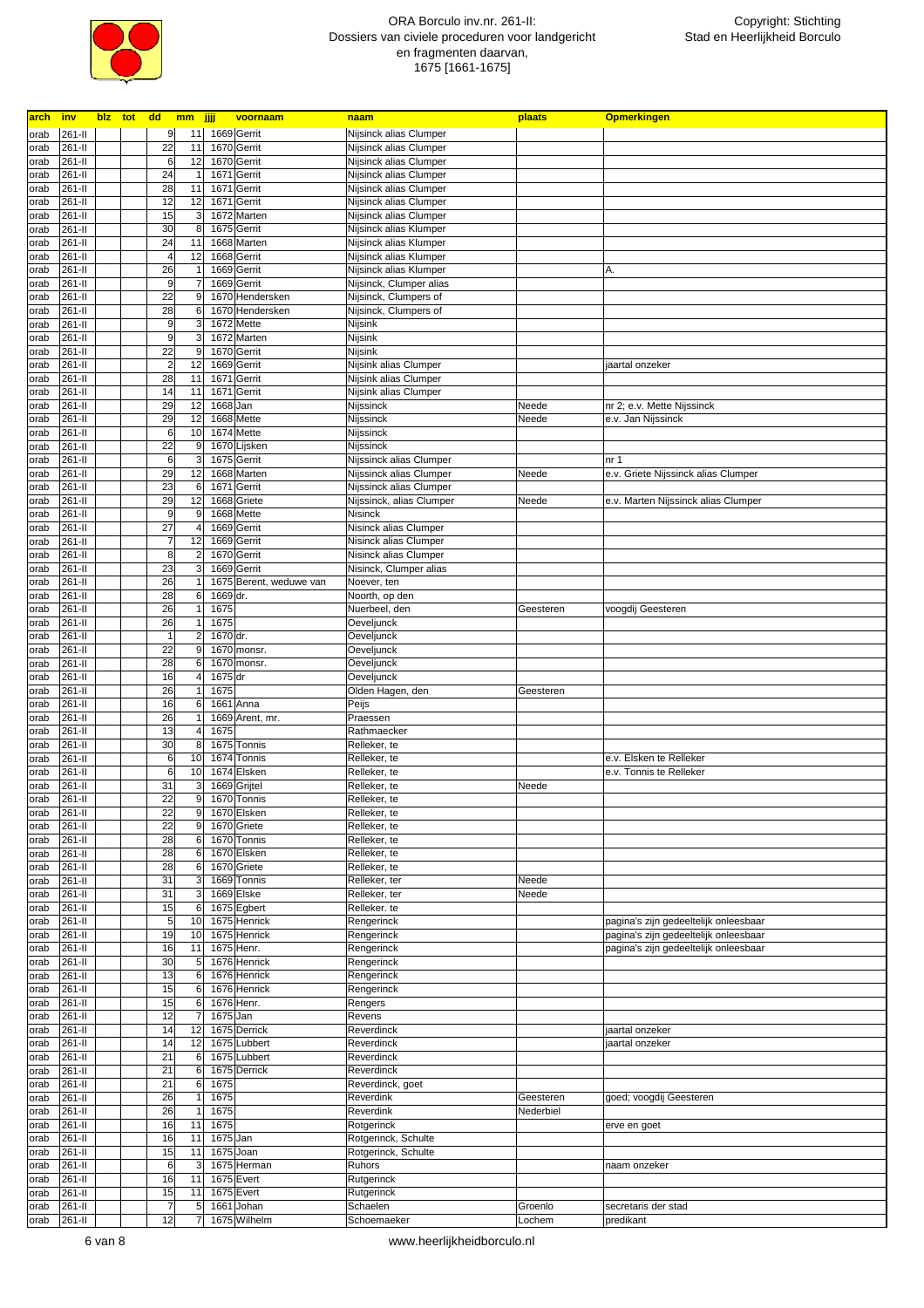# ORA Borculo inv.nr. 261-II: Dossiers van civiele proceduren voor landgericht en fragmenten daarvan, 1675 [1661-1675]

Copyright: Stichting Stad en Heerlijkheid Borculo

| arch | inv | blz | tot | dd | mm | jjjj | voornaam | naam | plaats | Opmerkingen |
|---|---|---|---|---|---|---|---|---|---|---|
| orab | 261-II | | | 9 | 11 | 1669 | Gerrit | Nijsinck alias Clumper | | |
| orab | 261-II | | | 22 | 11 | 1670 | Gerrit | Nijsinck alias Clumper | | |
| orab | 261-II | | | 6 | 12 | 1670 | Gerrit | Nijsinck alias Clumper | | |
| orab | 261-II | | | 24 | 1 | 1671 | Gerrit | Nijsinck alias Clumper | | |
| orab | 261-II | | | 28 | 11 | 1671 | Gerrit | Nijsinck alias Clumper | | |
| orab | 261-II | | | 12 | 12 | 1671 | Gerrit | Nijsinck alias Clumper | | |
| orab | 261-II | | | 15 | 3 | 1672 | Marten | Nijsinck alias Clumper | | |
| orab | 261-II | | | 30 | 8 | 1675 | Gerrit | Nijsinck alias Klumper | | |
| orab | 261-II | | | 24 | 11 | 1668 | Marten | Nijsinck alias Klumper | | |
| orab | 261-II | | | 4 | 12 | 1668 | Gerrit | Nijsinck alias Klumper | | |
| orab | 261-II | | | 26 | 1 | 1669 | Gerrit | Nijsinck alias Klumper | | A. |
| orab | 261-II | | | 9 | 7 | 1669 | Gerrit | Nijsinck, Clumper alias | | |
| orab | 261-II | | | 22 | 9 | 1670 | Hendersken | Nijsinck, Clumpers of | | |
| orab | 261-II | | | 28 | 6 | 1670 | Hendersken | Nijsinck, Clumpers of | | |
| orab | 261-II | | | 9 | 3 | 1672 | Mette | Nijsink | | |
| orab | 261-II | | | 9 | 3 | 1672 | Marten | Nijsink | | |
| orab | 261-II | | | 22 | 9 | 1670 | Gerrit | Nijsink | | |
| orab | 261-II | | | 2 | 12 | 1669 | Gerrit | Nijsink alias Clumper | | jaartal onzeker |
| orab | 261-II | | | 28 | 11 | 1671 | Gerrit | Nijsink alias Clumper | | |
| orab | 261-II | | | 14 | 11 | 1671 | Gerrit | Nijsink alias Clumper | | |
| orab | 261-II | | | 29 | 12 | 1668 | Jan | Nijssinck | Neede | nr 2; e.v. Mette Nijssinck |
| orab | 261-II | | | 29 | 12 | 1668 | Mette | Nijssinck | Neede | e.v. Jan Nijssinck |
| orab | 261-II | | | 6 | 10 | 1674 | Mette | Nijssinck | | |
| orab | 261-II | | | 22 | 9 | 1670 | Lijsken | Nijssinck | | |
| orab | 261-II | | | 6 | 3 | 1675 | Gerrit | Nijssinck alias Clumper | | nr 1 |
| orab | 261-II | | | 29 | 12 | 1668 | Marten | Nijssinck alias Clumper | Neede | e.v. Griete Nijssinck alias Clumper |
| orab | 261-II | | | 23 | 6 | 1671 | Gerrit | Nijssinck alias Clumper | | |
| orab | 261-II | | | 29 | 12 | 1668 | Griete | Nijssinck, alias Clumper | Neede | e.v. Marten Nijssinck alias Clumper |
| orab | 261-II | | | 9 | 9 | 1668 | Mette | Nisinck | | |
| orab | 261-II | | | 27 | 4 | 1669 | Gerrit | Nisinck alias Clumper | | |
| orab | 261-II | | | 7 | 12 | 1669 | Gerrit | Nisinck alias Clumper | | |
| orab | 261-II | | | 8 | 2 | 1670 | Gerrit | Nisinck alias Clumper | | |
| orab | 261-II | | | 23 | 3 | 1669 | Gerrit | Nisinck, Clumper alias | | |
| orab | 261-II | | | 26 | 1 | 1675 | Berent, weduwe van | Noever, ten | | |
| orab | 261-II | | | 28 | 6 | 1669 | dr. | Noorth, op den | | |
| orab | 261-II | | | 26 | 1 | 1675 | | Nuerbeel, den | Geesteren | voogdij Geesteren |
| orab | 261-II | | | 26 | 1 | 1675 | | Oeveljunck | | |
| orab | 261-II | | | 1 | 2 | 1670 | dr. | Oeveljunck | | |
| orab | 261-II | | | 22 | 9 | 1670 | monsr. | Oeveljunck | | |
| orab | 261-II | | | 28 | 6 | 1670 | monsr. | Oeveljunck | | |
| orab | 261-II | | | 16 | 4 | 1675 | dr | Oeveljunck | | |
| orab | 261-II | | | 26 | 1 | 1675 | | Olden Hagen, den | Geesteren | |
| orab | 261-II | | | 16 | 6 | 1661 | Anna | Peijs | | |
| orab | 261-II | | | 26 | 1 | 1669 | Arent, mr. | Praessen | | |
| orab | 261-II | | | 13 | 4 | 1675 | | Rathmaecker | | |
| orab | 261-II | | | 30 | 8 | 1675 | Tonnis | Relleker, te | | |
| orab | 261-II | | | 6 | 10 | 1674 | Tonnis | Relleker, te | | e.v. Elsken te Relleker |
| orab | 261-II | | | 6 | 10 | 1674 | Elsken | Relleker, te | | e.v. Tonnis te Relleker |
| orab | 261-II | | | 31 | 3 | 1669 | Grijtel | Relleker, te | Neede | |
| orab | 261-II | | | 22 | 9 | 1670 | Tonnis | Relleker, te | | |
| orab | 261-II | | | 22 | 9 | 1670 | Elsken | Relleker, te | | |
| orab | 261-II | | | 22 | 9 | 1670 | Griete | Relleker, te | | |
| orab | 261-II | | | 28 | 6 | 1670 | Tonnis | Relleker, te | | |
| orab | 261-II | | | 28 | 6 | 1670 | Elsken | Relleker, te | | |
| orab | 261-II | | | 28 | 6 | 1670 | Griete | Relleker, te | | |
| orab | 261-II | | | 31 | 3 | 1669 | Tonnis | Relleker, ter | Neede | |
| orab | 261-II | | | 31 | 3 | 1669 | Elske | Relleker, ter | Neede | |
| orab | 261-II | | | 15 | 6 | 1675 | Egbert | Relleker. te | | |
| orab | 261-II | | | 5 | 10 | 1675 | Henrick | Rengerinck | | pagina's zijn gedeeltelijk onleesbaar |
| orab | 261-II | | | 19 | 10 | 1675 | Henrick | Rengerinck | | pagina's zijn gedeeltelijk onleesbaar |
| orab | 261-II | | | 16 | 11 | 1675 | Henr. | Rengerinck | | pagina's zijn gedeeltelijk onleesbaar |
| orab | 261-II | | | 30 | 5 | 1676 | Henrick | Rengerinck | | |
| orab | 261-II | | | 13 | 6 | 1676 | Henrick | Rengerinck | | |
| orab | 261-II | | | 15 | 6 | 1676 | Henrick | Rengerinck | | |
| orab | 261-II | | | 15 | 6 | 1676 | Henr. | Rengers | | |
| orab | 261-II | | | 12 | 7 | 1675 | Jan | Revens | | |
| orab | 261-II | | | 14 | 12 | 1675 | Derrick | Reverdinck | | jaartal onzeker |
| orab | 261-II | | | 14 | 12 | 1675 | Lubbert | Reverdinck | | jaartal onzeker |
| orab | 261-II | | | 21 | 6 | 1675 | Lubbert | Reverdinck | | |
| orab | 261-II | | | 21 | 6 | 1675 | Derrick | Reverdinck | | |
| orab | 261-II | | | 21 | 6 | 1675 | | Reverdinck, goet | | |
| orab | 261-II | | | 26 | 1 | 1675 | | Reverdink | Geesteren | goed; voogdij Geesteren |
| orab | 261-II | | | 26 | 1 | 1675 | | Reverdink | Nederbiel | |
| orab | 261-II | | | 16 | 11 | 1675 | | Rotgerinck | | erve en goet |
| orab | 261-II | | | 16 | 11 | 1675 | Jan | Rotgerinck, Schulte | | |
| orab | 261-II | | | 15 | 11 | 1675 | Joan | Rotgerinck, Schulte | | |
| orab | 261-II | | | 6 | 3 | 1675 | Herman | Ruhors | | naam onzeker |
| orab | 261-II | | | 16 | 11 | 1675 | Evert | Rutgerinck | | |
| orab | 261-II | | | 15 | 11 | 1675 | Evert | Rutgerinck | | |
| orab | 261-II | | | 7 | 5 | 1661 | Johan | Schaelen | Groenlo | secretaris der stad |
| orab | 261-II | | | 12 | 7 | 1675 | Wilhelm | Schoemaeker | Lochem | predikant |

www.heerlijkheidborculo.nl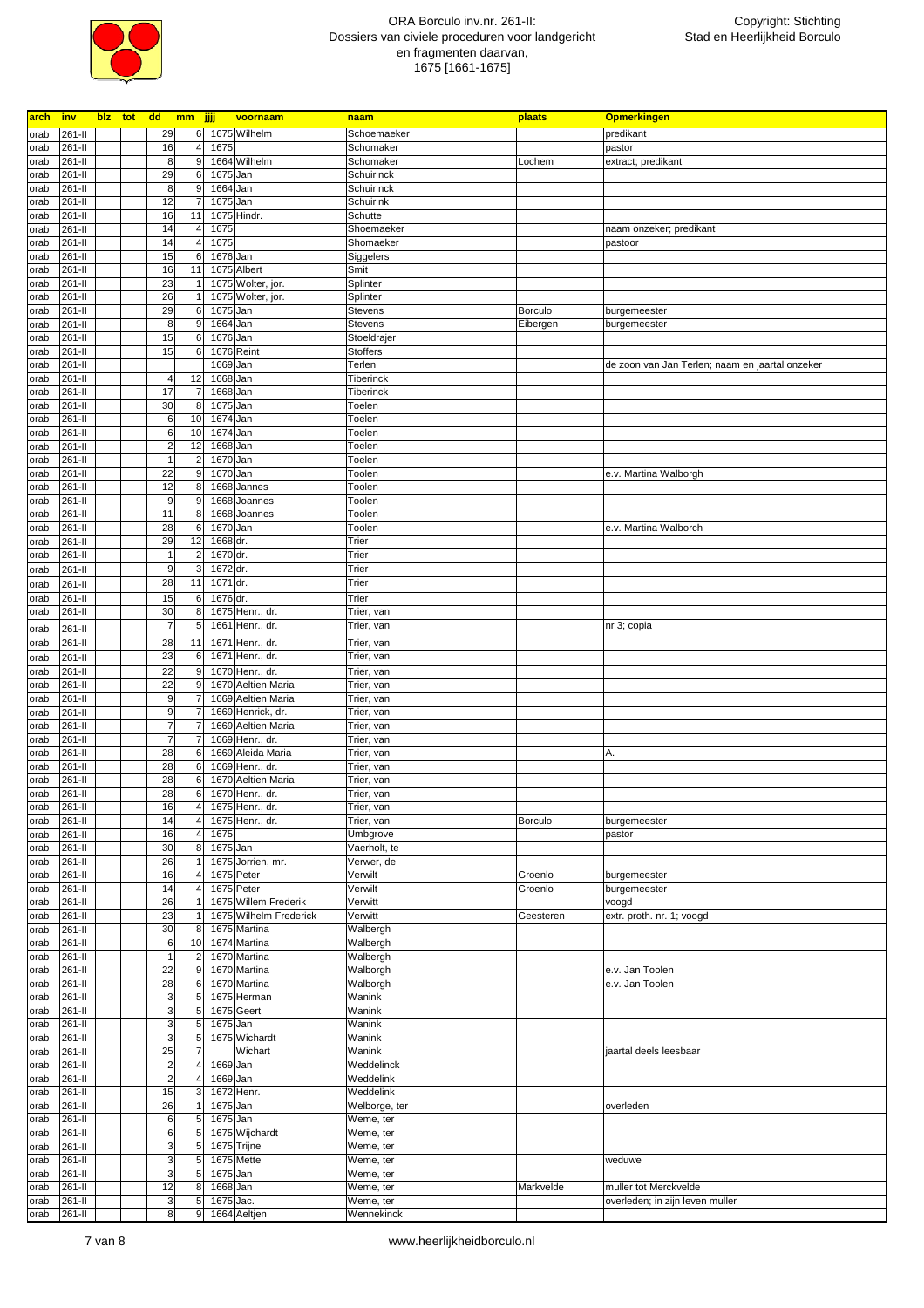| arch | inv | blz | tot | dd | mm | jjjj | voornaam | naam | plaats | Opmerkingen |
|---|---|---|---|---|---|---|---|---|---|---|
| orab | 261-II | | | 29 | 6 | 1675 | Wilhelm | Schoemaeker | | predikant |
| orab | 261-II | | | 16 | 4 | 1675 | | Schomaker | | pastor |
| orab | 261-II | | | 8 | 9 | 1664 | Wilhelm | Schomaker | Lochem | extract; predikant |
| orab | 261-II | | | 29 | 6 | 1675 | Jan | Schuirinck | | |
| orab | 261-II | | | 8 | 9 | 1664 | Jan | Schuirinck | | |
| orab | 261-II | | | 12 | 7 | 1675 | Jan | Schuirink | | |
| orab | 261-II | | | 16 | 11 | 1675 | Hindr. | Schutte | | |
| orab | 261-II | | | 14 | 4 | 1675 | | Shoemaeker | | naam onzeker; predikant |
| orab | 261-II | | | 14 | 4 | 1675 | | Shomaeker | | pastoor |
| orab | 261-II | | | 15 | 6 | 1676 | Jan | Siggelers | | |
| orab | 261-II | | | 16 | 11 | 1675 | Albert | Smit | | |
| orab | 261-II | | | 23 | 1 | 1675 | Wolter, jor. | Splinter | | |
| orab | 261-II | | | 26 | 1 | 1675 | Wolter, jor. | Splinter | | |
| orab | 261-II | | | 29 | 6 | 1675 | Jan | Stevens | Borculo | burgemeester |
| orab | 261-II | | | 8 | 9 | 1664 | Jan | Stevens | Eibergen | burgemeester |
| orab | 261-II | | | 15 | 6 | 1676 | Jan | Stoeldrajer | | |
| orab | 261-II | | | 15 | 6 | 1676 | Reint | Stoffers | | |
| orab | 261-II | | | | | 1669 | Jan | Terlen | | de zoon van Jan Terlen; naam en jaartal onzeker |
| orab | 261-II | | | 4 | 12 | 1668 | Jan | Tiberinck | | |
| orab | 261-II | | | 17 | 7 | 1668 | Jan | Tiberinck | | |
| orab | 261-II | | | 30 | 8 | 1675 | Jan | Toelen | | |
| orab | 261-II | | | 6 | 10 | 1674 | Jan | Toelen | | |
| orab | 261-II | | | 6 | 10 | 1674 | Jan | Toelen | | |
| orab | 261-II | | | 2 | 12 | 1668 | Jan | Toelen | | |
| orab | 261-II | | | 1 | 2 | 1670 | Jan | Toelen | | |
| orab | 261-II | | | 22 | 9 | 1670 | Jan | Toolen | | e.v. Martina Walborgh |
| orab | 261-II | | | 12 | 8 | 1668 | Jannes | Toolen | | |
| orab | 261-II | | | 9 | 9 | 1668 | Joannes | Toolen | | |
| orab | 261-II | | | 11 | 8 | 1668 | Joannes | Toolen | | |
| orab | 261-II | | | 28 | 6 | 1670 | Jan | Toolen | | e.v. Martina Walborch |
| orab | 261-II | | | 29 | 12 | 1668 | dr. | Trier | | |
| orab | 261-II | | | 1 | 2 | 1670 | dr. | Trier | | |
| orab | 261-II | | | 9 | 3 | 1672 | dr. | Trier | | |
| orab | 261-II | | | 28 | 11 | 1671 | dr. | Trier | | |
| orab | 261-II | | | 15 | 6 | 1676 | dr. | Trier | | |
| orab | 261-II | | | 30 | 8 | 1675 | Henr., dr. | Trier, van | | |
| orab | 261-II | | | 7 | 5 | 1661 | Henr., dr. | Trier, van | | nr 3; copia |
| orab | 261-II | | | 28 | 11 | 1671 | Henr., dr. | Trier, van | | |
| orab | 261-II | | | 23 | 6 | 1671 | Henr., dr. | Trier, van | | |
| orab | 261-II | | | 22 | 9 | 1670 | Henr., dr. | Trier, van | | |
| orab | 261-II | | | 22 | 9 | 1670 | Aeltien Maria | Trier, van | | |
| orab | 261-II | | | 9 | 7 | 1669 | Aeltien Maria | Trier, van | | |
| orab | 261-II | | | 9 | 7 | 1669 | Henrick, dr. | Trier, van | | |
| orab | 261-II | | | 7 | 7 | 1669 | Aeltien Maria | Trier, van | | |
| orab | 261-II | | | 7 | 7 | 1669 | Henr., dr. | Trier, van | | |
| orab | 261-II | | | 28 | 6 | 1669 | Aleida Maria | Trier, van | | A. |
| orab | 261-II | | | 28 | 6 | 1669 | Henr., dr. | Trier, van | | |
| orab | 261-II | | | 28 | 6 | 1670 | Aeltien Maria | Trier, van | | |
| orab | 261-II | | | 28 | 6 | 1670 | Henr., dr. | Trier, van | | |
| orab | 261-II | | | 16 | 4 | 1675 | Henr., dr. | Trier, van | | |
| orab | 261-II | | | 14 | 4 | 1675 | Henr., dr. | Trier, van | Borculo | burgemeester |
| orab | 261-II | | | 16 | 4 | 1675 | | Umbgrove | | pastor |
| orab | 261-II | | | 30 | 8 | 1675 | Jan | Vaerholt, te | | |
| orab | 261-II | | | 26 | 1 | 1675 | Jorrien, mr. | Verwer, de | | |
| orab | 261-II | | | 16 | 4 | 1675 | Peter | Verwilt | Groenlo | burgemeester |
| orab | 261-II | | | 14 | 4 | 1675 | Peter | Verwilt | Groenlo | burgemeester |
| orab | 261-II | | | 26 | 1 | 1675 | Willem Frederik | Verwitt | | voogd |
| orab | 261-II | | | 23 | 1 | 1675 | Wilhelm Frederick | Verwitt | Geesteren | extr. proth. nr. 1; voogd |
| orab | 261-II | | | 30 | 8 | 1675 | Martina | Walbergh | | |
| orab | 261-II | | | 6 | 10 | 1674 | Martina | Walbergh | | |
| orab | 261-II | | | 1 | 2 | 1670 | Martina | Walbergh | | |
| orab | 261-II | | | 22 | 9 | 1670 | Martina | Walborgh | | e.v. Jan Toolen |
| orab | 261-II | | | 28 | 6 | 1670 | Martina | Walborgh | | e.v. Jan Toolen |
| orab | 261-II | | | 3 | 5 | 1675 | Herman | Wanink | | |
| orab | 261-II | | | 3 | 5 | 1675 | Geert | Wanink | | |
| orab | 261-II | | | 3 | 5 | 1675 | Jan | Wanink | | |
| orab | 261-II | | | 3 | 5 | 1675 | Wichardt | Wanink | | |
| orab | 261-II | | | 25 | 7 | | Wichart | Wanink | | jaartal deels leesbaar |
| orab | 261-II | | | 2 | 4 | 1669 | Jan | Weddelinck | | |
| orab | 261-II | | | 2 | 4 | 1669 | Jan | Weddelink | | |
| orab | 261-II | | | 15 | 3 | 1672 | Henr. | Weddelink | | |
| orab | 261-II | | | 26 | 1 | 1675 | Jan | Welborge, ter | | overleden |
| orab | 261-II | | | 6 | 5 | 1675 | Jan | Weme, ter | | |
| orab | 261-II | | | 6 | 5 | 1675 | Wijchardt | Weme, ter | | |
| orab | 261-II | | | 3 | 5 | 1675 | Trijne | Weme, ter | | |
| orab | 261-II | | | 3 | 5 | 1675 | Mette | Weme, ter | | weduwe |
| orab | 261-II | | | 3 | 5 | 1675 | Jan | Weme, ter | | |
| orab | 261-II | | | 12 | 8 | 1668 | Jan | Weme, ter | Markvelde | muller tot Merckvelde |
| orab | 261-II | | | 3 | 5 | 1675 | Jac. | Weme, ter | | overleden; in zijn leven muller |
| orab | 261-II | | | 8 | 9 | 1664 | Aeltjen | Wennekinck | | |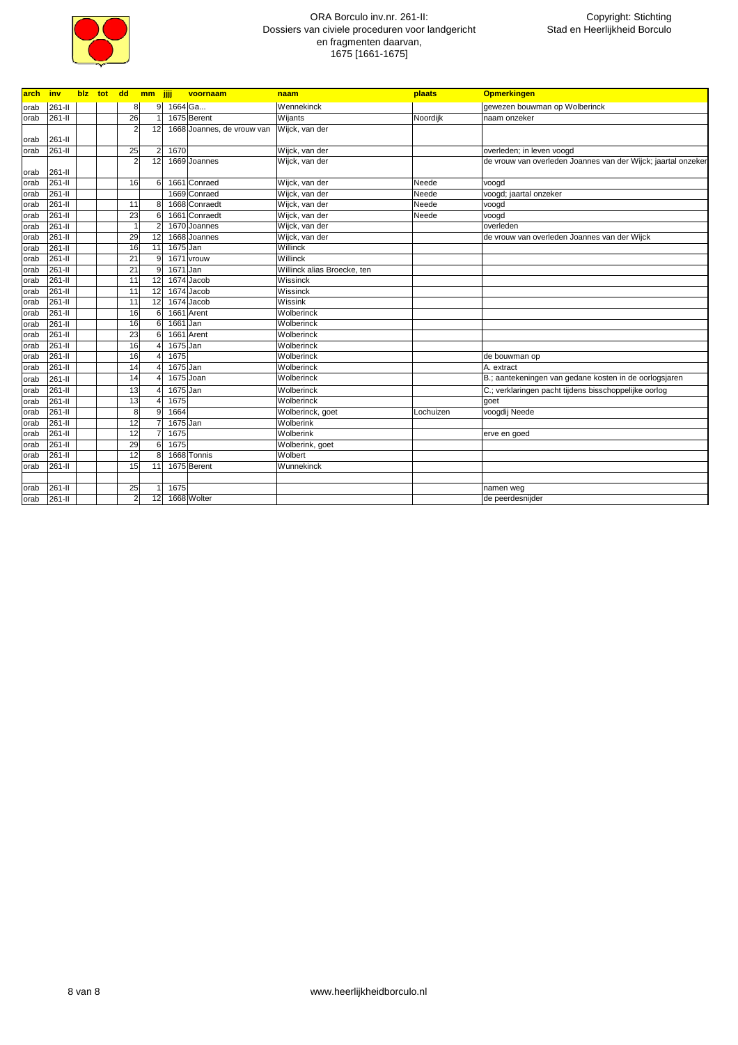ORA Borculo inv.nr. 261-II:
Dossiers van civiele proceduren voor landgericht en fragmenten daarvan, 1675 [1661-1675]

Copyright: Stichting Stad en Heerlijkheid Borculo

| arch | inv | blz | tot | dd | mm | jjjj | voornaam | naam | plaats | Opmerkingen |
|---|---|---|---|---|---|---|---|---|---|---|
| orab | 261-II | | | 8 | 9 | 1664 | Ga... | Wennekinck | | gewezen bouwman op Wolberinck |
| orab | 261-II | | | 26 | 1 | 1675 | Berent | Wijants | Noordijk | naam onzeker |
| orab | 261-II | | | 2 | 12 | 1668 | Joannes, de vrouw van | Wijck, van der | | |
| orab | 261-II | | | 25 | 2 | 1670 | | Wijck, van der | | overleden; in leven voogd |
| orab | 261-II | | | 2 | 12 | 1669 | Joannes | Wijck, van der | | de vrouw van overleden Joannes van der Wijck; jaartal onzeker |
| orab | 261-II | | | 16 | 6 | 1661 | Conraed | Wijck, van der | Neede | voogd |
| orab | 261-II | | | | | 1669 | Conraed | Wijck, van der | Neede | voogd; jaartal onzeker |
| orab | 261-II | | | 11 | 8 | 1668 | Conraedt | Wijck, van der | Neede | voogd |
| orab | 261-II | | | 23 | 6 | 1661 | Conraedt | Wijck, van der | Neede | voogd |
| orab | 261-II | | | 1 | 2 | 1670 | Joannes | Wijck, van der | | overleden |
| orab | 261-II | | | 29 | 12 | 1668 | Joannes | Wijck, van der | | de vrouw van overleden Joannes van der Wijck |
| orab | 261-II | | | 16 | 11 | 1675 | Jan | Willinck | | |
| orab | 261-II | | | 21 | 9 | 1671 | vrouw | Willinck | | |
| orab | 261-II | | | 21 | 9 | 1671 | Jan | Willinck alias Broecke, ten | | |
| orab | 261-II | | | 11 | 12 | 1674 | Jacob | Wissinck | | |
| orab | 261-II | | | 11 | 12 | 1674 | Jacob | Wissinck | | |
| orab | 261-II | | | 11 | 12 | 1674 | Jacob | Wissink | | |
| orab | 261-II | | | 16 | 6 | 1661 | Arent | Wolberinck | | |
| orab | 261-II | | | 16 | 6 | 1661 | Jan | Wolberinck | | |
| orab | 261-II | | | 23 | 6 | 1661 | Arent | Wolberinck | | |
| orab | 261-II | | | 16 | 4 | 1675 | Jan | Wolberinck | | |
| orab | 261-II | | | 16 | 4 | 1675 | | Wolberinck | | de bouwman op |
| orab | 261-II | | | 14 | 4 | 1675 | Jan | Wolberinck | | A. extract |
| orab | 261-II | | | 14 | 4 | 1675 | Joan | Wolberinck | | B.; aantekeningen van gedane kosten in de oorlogsjaren |
| orab | 261-II | | | 13 | 4 | 1675 | Jan | Wolberinck | | C.; verklaringen pacht tijdens bisschoppelijke oorlog |
| orab | 261-II | | | 13 | 4 | 1675 | | Wolberinck | | goet |
| orab | 261-II | | | 8 | 9 | 1664 | | Wolberinck, goet | Lochuizen | voogdij Neede |
| orab | 261-II | | | 12 | 7 | 1675 | Jan | Wolberink | | |
| orab | 261-II | | | 12 | 7 | 1675 | | Wolberink | | erve en goed |
| orab | 261-II | | | 29 | 6 | 1675 | | Wolberink, goet | | |
| orab | 261-II | | | 12 | 8 | 1668 | Tonnis | Wolbert | | |
| orab | 261-II | | | 15 | 11 | 1675 | Berent | Wunnekinck | | |
| | | | | | | | | | | |
| orab | 261-II | | | 25 | 1 | 1675 | | | | namen weg |
| orab | 261-II | | | 2 | 12 | 1668 | Wolter | | | de peerdesnijder |

www.heerlijkheidborculo.nl